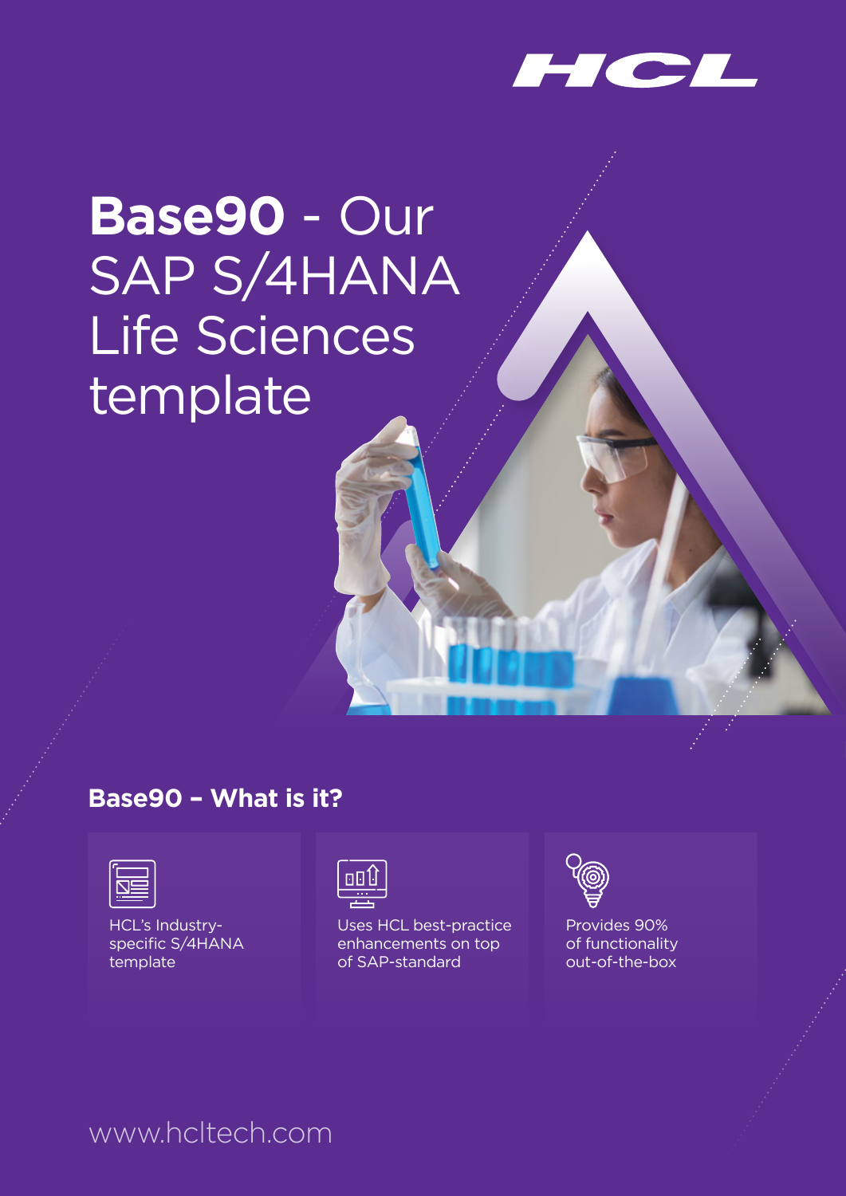# **Base90** - Our SAP S/4HANA Life Sciences template

## Base90 – What is it?

- HCL's Industry-specific S/4HANA template
- Uses HCL best-practice enhancements on top of SAP-standard
- Provides 90% of functionality out-of-the-box

www.hcltech.com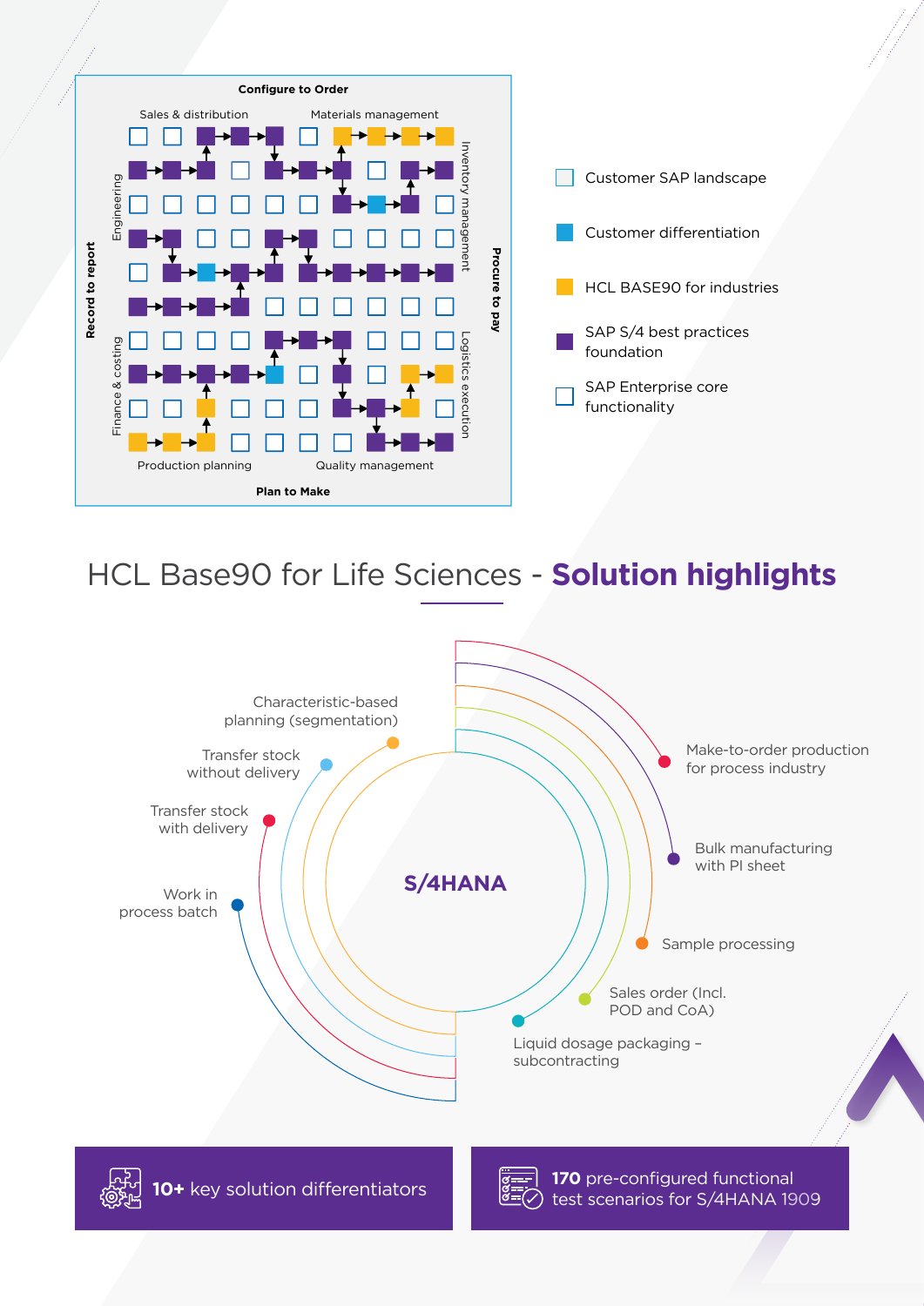**Configure to Order**

Sales & distribution | Materials management

Engineering | Inventory management

Record to report | Procure to pay

Finance & costing | Logistics execution

Production planning | Quality management

**Plan to Make**

- Customer SAP landscape
- Customer differentiation
- HCL BASE90 for industries
- SAP S/4 best practices foundation
- SAP Enterprise core functionality

## HCL Base90 for Life Sciences - **Solution highlights**

**S/4HANA**

- Characteristic-based planning (segmentation)
- Transfer stock without delivery
- Transfer stock with delivery
- Work in process batch
- Make-to-order production for process industry
- Bulk manufacturing with PI sheet
- Sample processing
- Sales order (Incl. POD and CoA)
- Liquid dosage packaging – subcontracting

**10+** key solution differentiators

**170** pre-configured functional test scenarios for S/4HANA 1909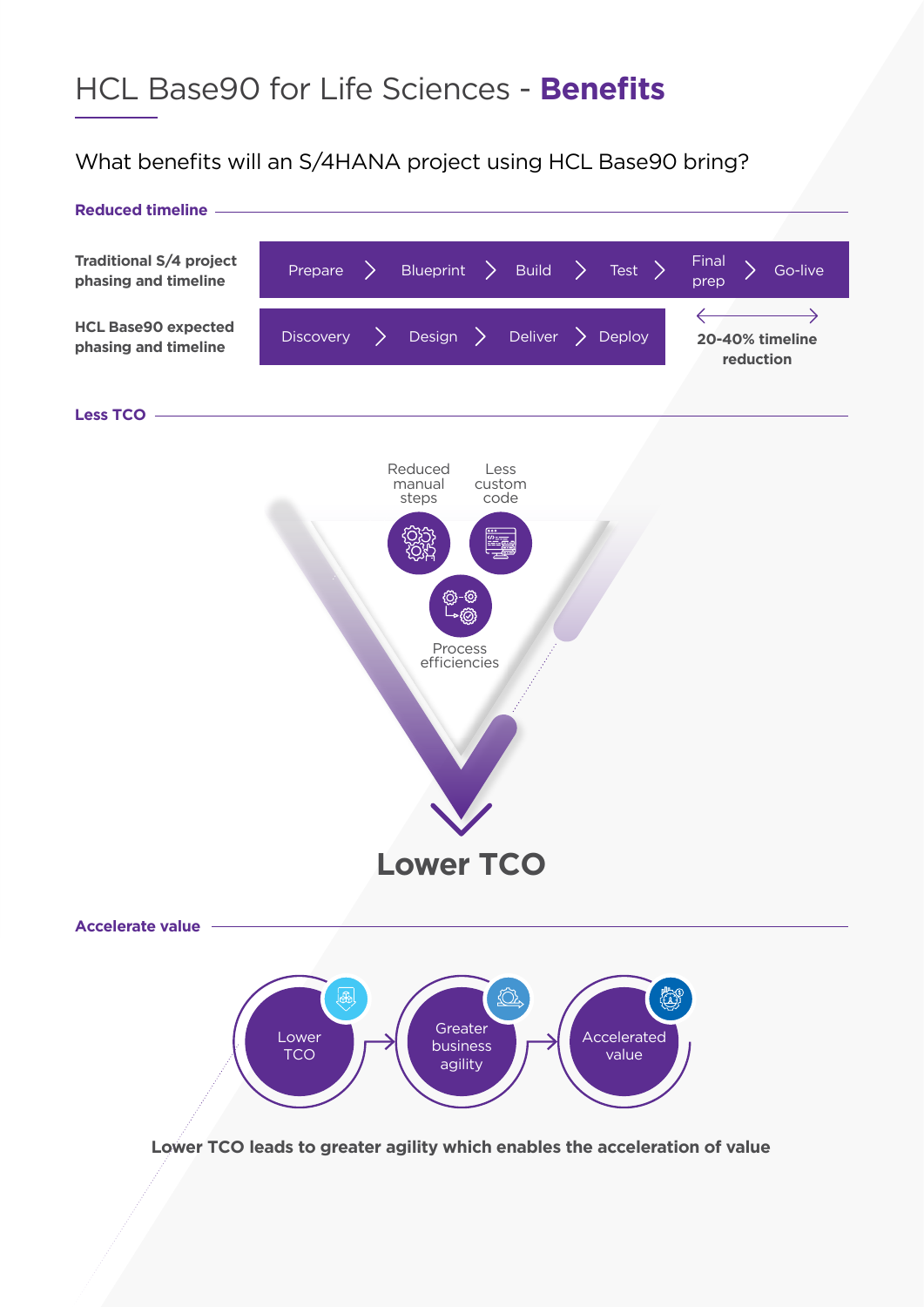# HCL Base90 for Life Sciences - **Benefits**

What benefits will an S/4HANA project using HCL Base90 bring?

## Reduced timeline

| | |
|---|---|
| **Traditional S/4 project phasing and timeline** | Prepare > Blueprint > Build > Test > Final prep > Go-live |
| **HCL Base90 expected phasing and timeline** | Discovery > Design > Deliver > Deploy |

**20-40% timeline reduction**

## Less TCO

Reduced manual steps

Less custom code

Process efficiencies

**Lower TCO**

## Accelerate value

Lower TCO → Greater business agility → Accelerated value

**Lower TCO leads to greater agility which enables the acceleration of value**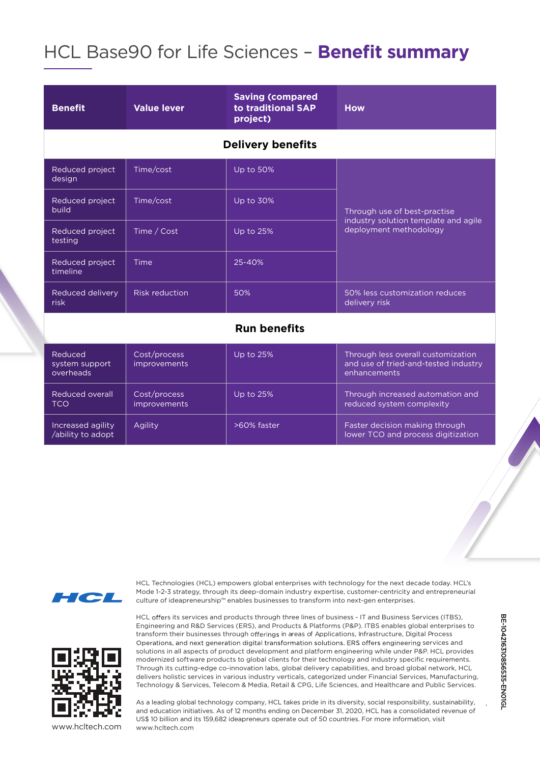# HCL Base90 for Life Sciences – **Benefit summary**

| Benefit | Value lever | Saving (compared to traditional SAP project) | How |
|---|---|---|---|
| **Delivery benefits** | | | |
| Reduced project design | Time/cost | Up to 50% | Through use of best-practise industry solution template and agile deployment methodology |
| Reduced project build | Time/cost | Up to 30% | |
| Reduced project testing | Time / Cost | Up to 25% | |
| Reduced project timeline | Time | 25-40% | |
| Reduced delivery risk | Risk reduction | 50% | 50% less customization reduces delivery risk |
| **Run benefits** | | | |
| Reduced system support overheads | Cost/process improvements | Up to 25% | Through less overall customization and use of tried-and-tested industry enhancements |
| Reduced overall TCO | Cost/process improvements | Up to 25% | Through increased automation and reduced system complexity |
| Increased agility /ability to adopt | Agility | >60% faster | Faster decision making through lower TCO and process digitization |

HCL Technologies (HCL) empowers global enterprises with technology for the next decade today. HCL's Mode 1-2-3 strategy, through its deep-domain industry expertise, customer-centricity and entrepreneurial culture of ideapreneurship™ enables businesses to transform into next-gen enterprises.

HCL offers its services and products through three lines of business - IT and Business Services (ITBS), Engineering and R&D Services (ERS), and Products & Platforms (P&P). ITBS enables global enterprises to transform their businesses through offerings in areas of Applications, Infrastructure, Digital Process Operations, and next generation digital transformation solutions. ERS offers engineering services and solutions in all aspects of product development and platform engineering while under P&P. HCL provides modernized software products to global clients for their technology and industry specific requirements. Through its cutting-edge co-innovation labs, global delivery capabilities, and broad global network, HCL delivers holistic services in various industry verticals, categorized under Financial Services, Manufacturing, Technology & Services, Telecom & Media, Retail & CPG, Life Sciences, and Healthcare and Public Services.

As a leading global technology company, HCL takes pride in its diversity, social responsibility, sustainability, and education initiatives. As of 12 months ending on December 31, 2020, HCL has a consolidated revenue of US$ 10 billion and its 159,682 ideapreneurs operate out of 50 countries. For more information, visit www.hcltech.com

www.hcltech.com

BE-1042163108653​5-ENOIGL